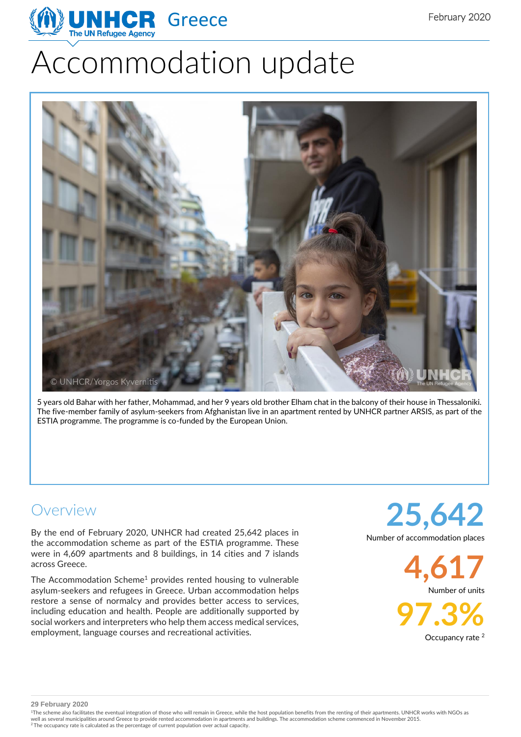UNHCR Greece

February 2020

# Accommodation update

5 years old Bahar with her father, Mohammad, and her 9 years old brother Elham chat in the balcony of their house in Thessaloniki. The five-member family of asylum-seekers from Afghanistan live in an apartment rented by UNHCR partner ARSIS, as part of the ESTIA programme. The programme is co-funded by the European Union.

## Overview

By the end of February 2020, UNHCR had created 25,642 places in the accommodation scheme as part of the ESTIA programme. These were in 4,609 apartments and 8 buildings, in 14 cities and 7 islands across Greece.

The Accommodation Scheme[1] provides rented housing to vulnerable asylum-seekers and refugees in Greece. Urban accommodation helps restore a sense of normalcy and provides better access to services, including education and health. People are additionally supported by social workers and interpreters who help them access medical services, employment, language courses and recreational activities.

**25,642**
Number of accommodation places

**4,617**
Number of units

**97.3%**
Occupancy rate [2]

**29 February 2020**

[1] The scheme also facilitates the eventual integration of those who will remain in Greece, while the host population benefits from the renting of their apartments. UNHCR works with NGOs as well as several municipalities around Greece to provide rented accommodation in apartments and buildings. The accommodation scheme commenced in November 2015.
[2] The occupancy rate is calculated as the percentage of current population over actual capacity.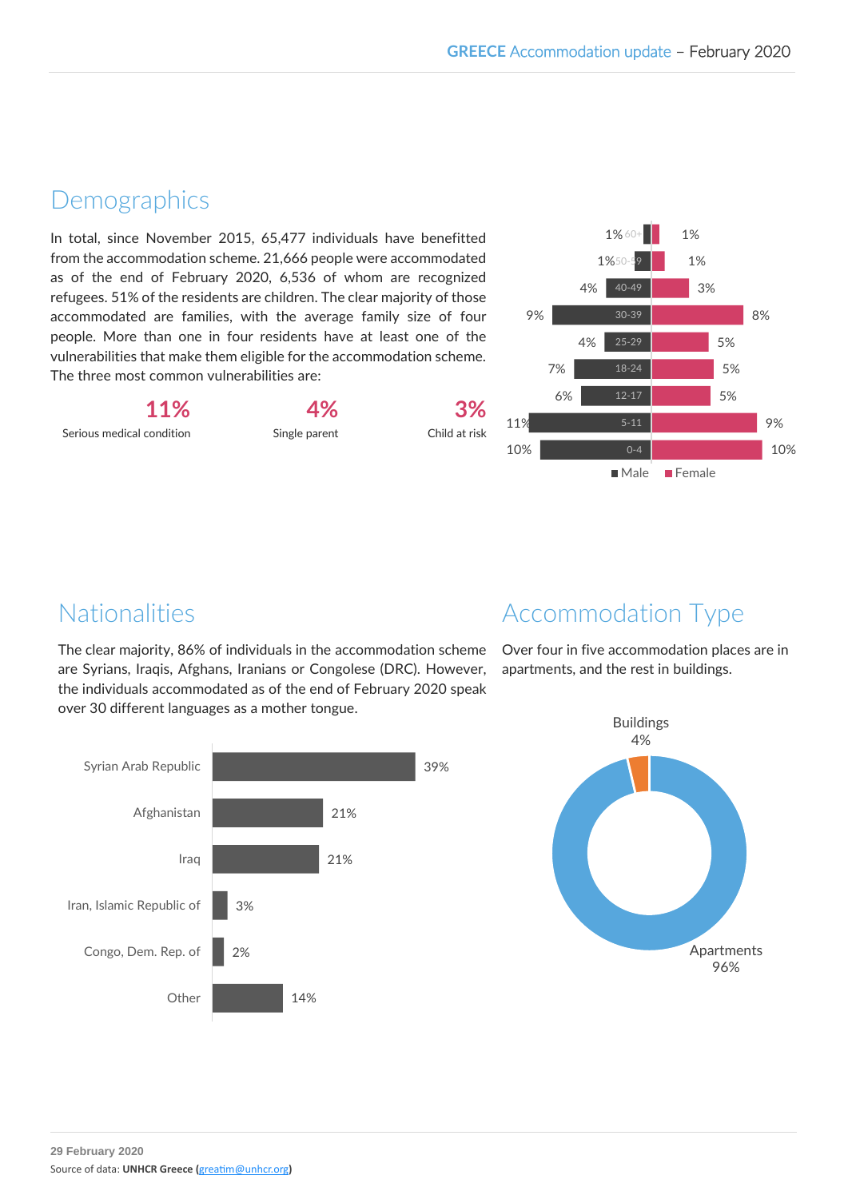## Demographics

In total, since November 2015, 65,477 individuals have benefitted from the accommodation scheme. 21,666 people were accommodated as of the end of February 2020, 6,536 of whom are recognized refugees. 51% of the residents are children. The clear majority of those accommodated are families, with the average family size of four people. More than one in four residents have at least one of the vulnerabilities that make them eligible for the accommodation scheme. The three most common vulnerabilities are:

| 11% | 4% | 3% |
|---|---|---|
| Serious medical condition | Single parent | Child at risk |

| Age | Male | Female |
|---|---|---|
| 60+ | 1% | 1% |
| 50-59 | 1% | 1% |
| 40-49 | 4% | 3% |
| 30-39 | 9% | 8% |
| 25-29 | 4% | 5% |
| 18-24 | 7% | 5% |
| 12-17 | 6% | 5% |
| 5-11 | 11% | 9% |
| 0-4 | 10% | 10% |

## Nationalities

The clear majority, 86% of individuals in the accommodation scheme are Syrians, Iraqis, Afghans, Iranians or Congolese (DRC). However, the individuals accommodated as of the end of February 2020 speak over 30 different languages as a mother tongue.

| Nationality | % |
|---|---|
| Syrian Arab Republic | 39% |
| Afghanistan | 21% |
| Iraq | 21% |
| Iran, Islamic Republic of | 3% |
| Congo, Dem. Rep. of | 2% |
| Other | 14% |

## Accommodation Type

Over four in five accommodation places are in apartments, and the rest in buildings.

| Type | % |
|---|---|
| Buildings | 4% |
| Apartments | 96% |

**29 February 2020**

Source of data: **UNHCR Greece (**greatim@unhcr.org**)**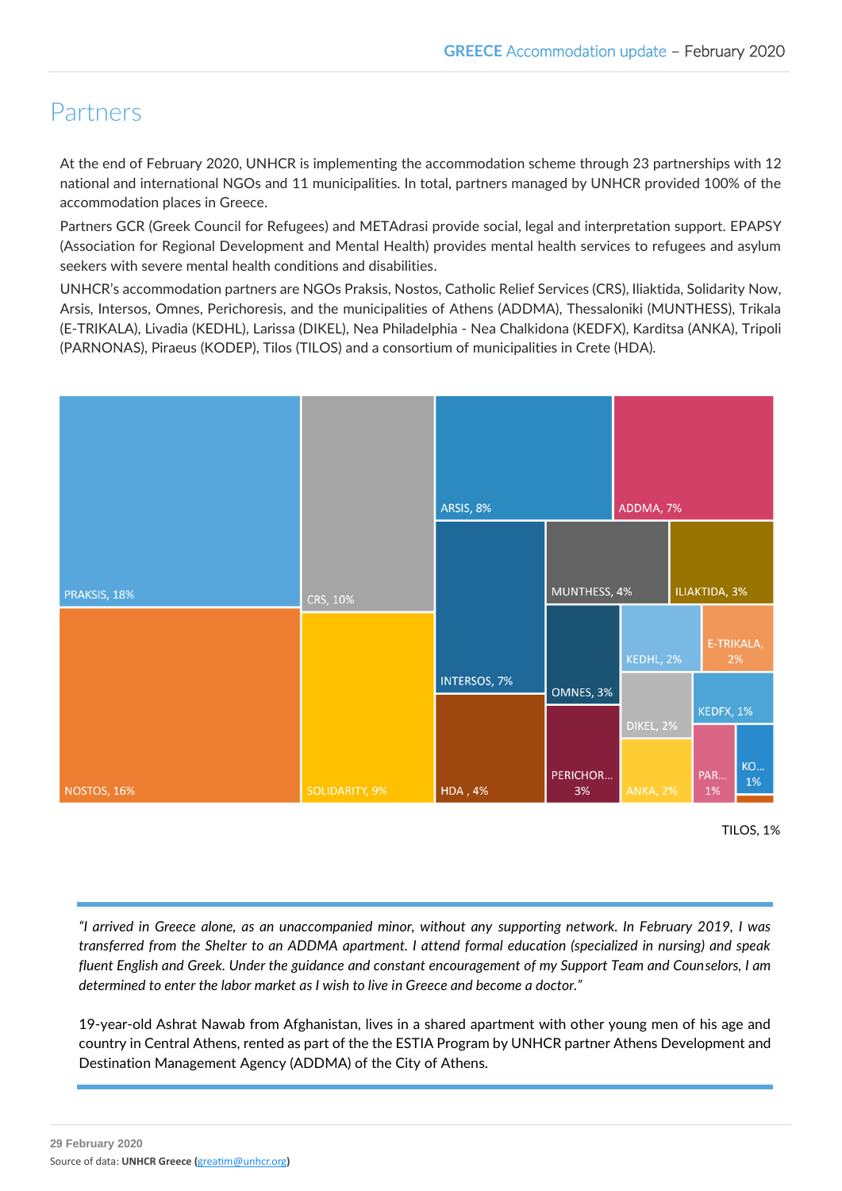# Partners

At the end of February 2020, UNHCR is implementing the accommodation scheme through 23 partnerships with 12 national and international NGOs and 11 municipalities. In total, partners managed by UNHCR provided 100% of the accommodation places in Greece.

Partners GCR (Greek Council for Refugees) and METAdrasi provide social, legal and interpretation support. EPAPSY (Association for Regional Development and Mental Health) provides mental health services to refugees and asylum seekers with severe mental health conditions and disabilities.

UNHCR's accommodation partners are NGOs Praksis, Nostos, Catholic Relief Services (CRS), Iliaktida, Solidarity Now, Arsis, Intersos, Omnes, Perichoresis, and the municipalities of Athens (ADDMA), Thessaloniki (MUNTHESS), Trikala (E-TRIKALA), Livadia (KEDHL), Larissa (DIKEL), Nea Philadelphia - Nea Chalkidona (KEDFX), Karditsa (ANKA), Tripoli (PARNONAS), Piraeus (KODEP), Tilos (TILOS) and a consortium of municipalities in Crete (HDA).

PRAKSIS, 18%
NOSTOS, 16%
CRS, 10%
SOLIDARITY, 9%
ARSIS, 8%
ADDMA, 7%
INTERSOS, 7%
MUNTHESS, 4%
ILIAKTIDA, 3%
HDA , 4%
OMNES, 3%
KEDHL, 2%
E-TRIKALA, 2%
PERICHOR... 3%
DIKEL, 2%
KEDFX, 1%
ANKA, 2%
PAR... 1%
KO... 1%
TILOS, 1%

*"I arrived in Greece alone, as an unaccompanied minor, without any supporting network. In February 2019, I was transferred from the Shelter to an ADDMA apartment. I attend formal education (specialized in nursing) and speak fluent English and Greek. Under the guidance and constant encouragement of my Support Team and Counselors, I am determined to enter the labor market as I wish to live in Greece and become a doctor."*

19-year-old Ashrat Nawab from Afghanistan, lives in a shared apartment with other young men of his age and country in Central Athens, rented as part of the the ESTIA Program by UNHCR partner Athens Development and Destination Management Agency (ADDMA) of the City of Athens.

**29 February 2020**

Source of data: **UNHCR Greece (**greatim@unhcr.org**)**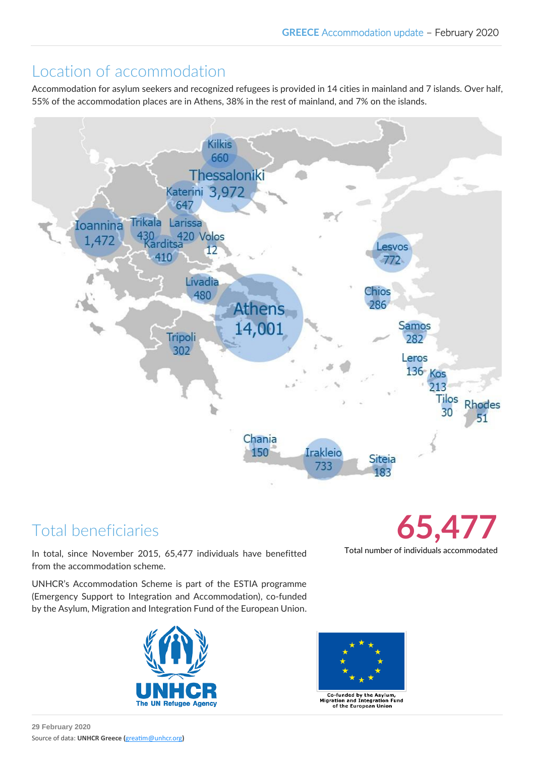## Location of accommodation

Accommodation for asylum seekers and recognized refugees is provided in 14 cities in mainland and 7 islands. Over half, 55% of the accommodation places are in Athens, 38% in the rest of mainland, and 7% on the islands.

Kilkis 660
Thessaloniki 3,972
Katerini 647
Ioannina 1,472
Trikala 430
Larissa 420
Volos 12
Karditsa 410
Livadia 480
Athens 14,001
Tripoli 302
Lesvos 772
Chios 286
Samos 282
Leros 136
Kos 213
Tilos 30
Rhodes 51
Chania 150
Irakleio 733
Siteia 183

## Total beneficiaries

**65,477**

Total number of individuals accommodated

In total, since November 2015, 65,477 individuals have benefitted from the accommodation scheme.

UNHCR's Accommodation Scheme is part of the ESTIA programme (Emergency Support to Integration and Accommodation), co-funded by the Asylum, Migration and Integration Fund of the European Union.

UNHCR The UN Refugee Agency

Co-funded by the Asylum, Migration and Integration Fund of the European Union

29 February 2020

Source of data: **UNHCR Greece (**greatim@unhcr.org**)**